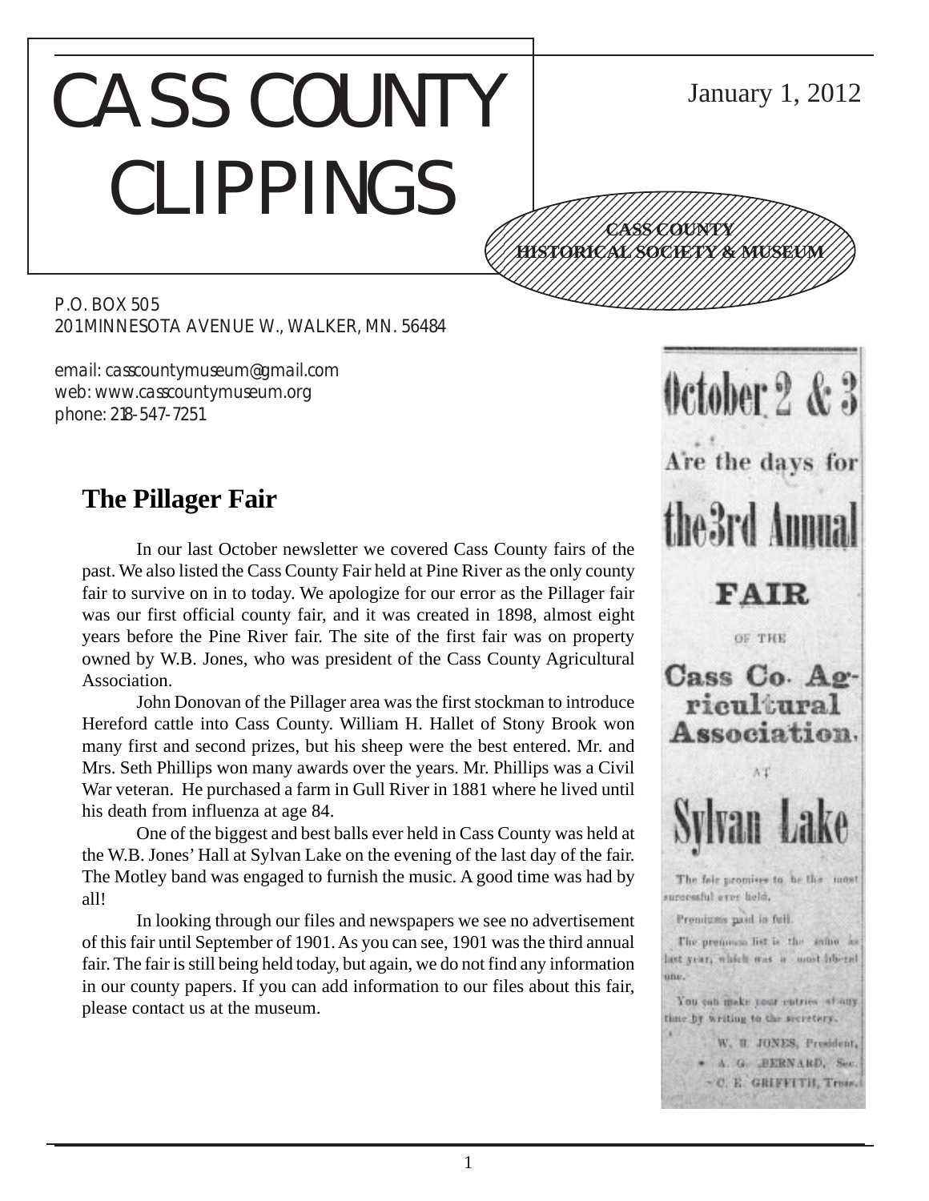# CASS COUNTY CLIPPINGS

January 1, 2012

**CASS COUNTY HISTORICAL SOCIETY & MUSEUM**

P.O. BOX 505
201 MINNESOTA AVENUE W., WALKER, MN. 56484

email: casscountymuseum@gmail.com
web: www.casscountymuseum.org
phone: 218-547-7251

## The Pillager Fair

In our last October newsletter we covered Cass County fairs of the past. We also listed the Cass County Fair held at Pine River as the only county fair to survive on in to today. We apologize for our error as the Pillager fair was our first official county fair, and it was created in 1898, almost eight years before the Pine River fair. The site of the first fair was on property owned by W.B. Jones, who was president of the Cass County Agricultural Association.

John Donovan of the Pillager area was the first stockman to introduce Hereford cattle into Cass County. William H. Hallet of Stony Brook won many first and second prizes, but his sheep were the best entered. Mr. and Mrs. Seth Phillips won many awards over the years. Mr. Phillips was a Civil War veteran. He purchased a farm in Gull River in 1881 where he lived until his death from influenza at age 84.

One of the biggest and best balls ever held in Cass County was held at the W.B. Jones' Hall at Sylvan Lake on the evening of the last day of the fair. The Motley band was engaged to furnish the music. A good time was had by all!

In looking through our files and newspapers we see no advertisement of this fair until September of 1901. As you can see, 1901 was the third annual fair. The fair is still being held today, but again, we do not find any information in our county papers. If you can add information to our files about this fair, please contact us at the museum.

October 2 & 3

Are the days for

the 3rd Annual

FAIR

OF THE

Cass Co. Agricultural Association,

AT

Sylvan Lake

The fair promises to be the most successful ever held.

Premiums paid in full.

The premium list is the same as last year, which was a most liberal one.

You can make your entries at any time by writing to the secretary.

W. B. JONES, President,
A. G. BERNARD, Sec.
C. E. GRIFFITH, Treas.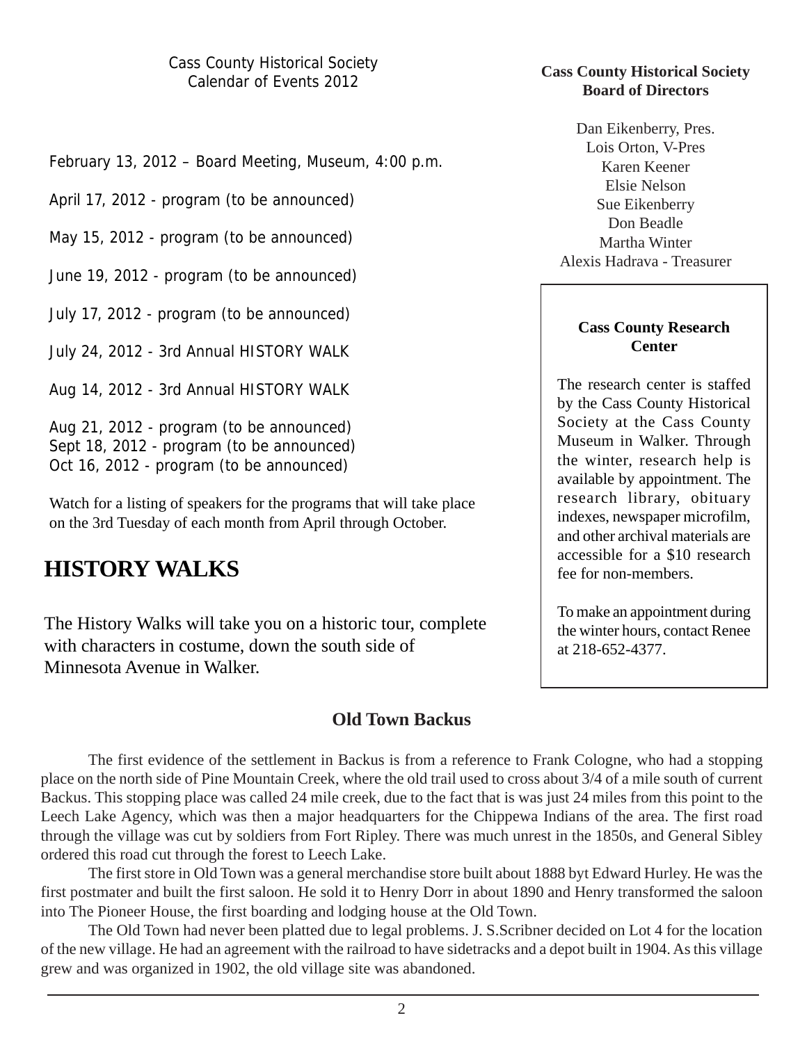## Cass County Historical Society Calendar of Events 2012

February 13, 2012 – Board Meeting, Museum, 4:00 p.m.

April 17, 2012 - program (to be announced)

May 15, 2012 - program (to be announced)

June 19, 2012 - program (to be announced)

July 17, 2012 - program (to be announced)

July 24, 2012 - 3rd Annual HISTORY WALK

Aug 14, 2012 - 3rd Annual HISTORY WALK

Aug 21, 2012 - program (to be announced)
Sept 18, 2012 - program (to be announced)
Oct 16, 2012 - program (to be announced)

Watch for a listing of speakers for the programs that will take place on the 3rd Tuesday of each month from April through October.

# HISTORY WALKS

The History Walks will take you on a historic tour, complete with characters in costume, down the south side of Minnesota Avenue in Walker.

**Cass County Historical Society Board of Directors**

Dan Eikenberry, Pres.
Lois Orton, V-Pres
Karen Keener
Elsie Nelson
Sue Eikenberry
Don Beadle
Martha Winter
Alexis Hadrava - Treasurer

**Cass County Research Center**

The research center is staffed by the Cass County Historical Society at the Cass County Museum in Walker. Through the winter, research help is available by appointment. The research library, obituary indexes, newspaper microfilm, and other archival materials are accessible for a $10 research fee for non-members.

To make an appointment during the winter hours, contact Renee at 218-652-4377.

## Old Town Backus

The first evidence of the settlement in Backus is from a reference to Frank Cologne, who had a stopping place on the north side of Pine Mountain Creek, where the old trail used to cross about 3/4 of a mile south of current Backus. This stopping place was called 24 mile creek, due to the fact that is was just 24 miles from this point to the Leech Lake Agency, which was then a major headquarters for the Chippewa Indians of the area. The first road through the village was cut by soldiers from Fort Ripley. There was much unrest in the 1850s, and General Sibley ordered this road cut through the forest to Leech Lake.

The first store in Old Town was a general merchandise store built about 1888 byt Edward Hurley. He was the first postmater and built the first saloon. He sold it to Henry Dorr in about 1890 and Henry transformed the saloon into The Pioneer House, the first boarding and lodging house at the Old Town.

The Old Town had never been platted due to legal problems. J. S.Scribner decided on Lot 4 for the location of the new village. He had an agreement with the railroad to have sidetracks and a depot built in 1904. As this village grew and was organized in 1902, the old village site was abandoned.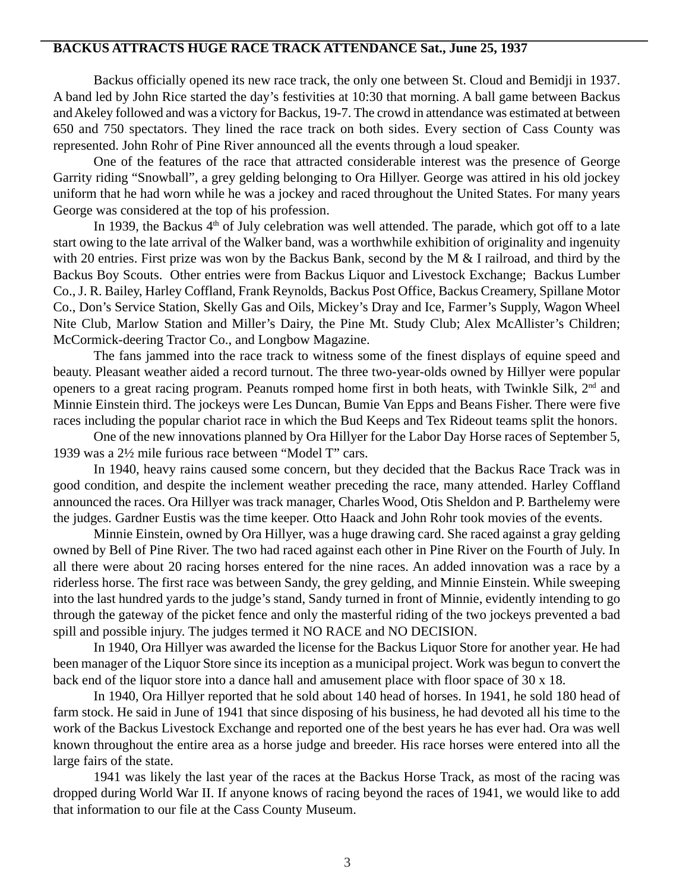**BACKUS ATTRACTS HUGE RACE TRACK ATTENDANCE Sat., June 25, 1937**

Backus officially opened its new race track, the only one between St. Cloud and Bemidji in 1937. A band led by John Rice started the day's festivities at 10:30 that morning. A ball game between Backus and Akeley followed and was a victory for Backus, 19-7. The crowd in attendance was estimated at between 650 and 750 spectators. They lined the race track on both sides. Every section of Cass County was represented. John Rohr of Pine River announced all the events through a loud speaker.

One of the features of the race that attracted considerable interest was the presence of George Garrity riding "Snowball", a grey gelding belonging to Ora Hillyer. George was attired in his old jockey uniform that he had worn while he was a jockey and raced throughout the United States. For many years George was considered at the top of his profession.

In 1939, the Backus 4th of July celebration was well attended. The parade, which got off to a late start owing to the late arrival of the Walker band, was a worthwhile exhibition of originality and ingenuity with 20 entries. First prize was won by the Backus Bank, second by the M & I railroad, and third by the Backus Boy Scouts. Other entries were from Backus Liquor and Livestock Exchange; Backus Lumber Co., J. R. Bailey, Harley Coffland, Frank Reynolds, Backus Post Office, Backus Creamery, Spillane Motor Co., Don's Service Station, Skelly Gas and Oils, Mickey's Dray and Ice, Farmer's Supply, Wagon Wheel Nite Club, Marlow Station and Miller's Dairy, the Pine Mt. Study Club; Alex McAllister's Children; McCormick-deering Tractor Co., and Longbow Magazine.

The fans jammed into the race track to witness some of the finest displays of equine speed and beauty. Pleasant weather aided a record turnout. The three two-year-olds owned by Hillyer were popular openers to a great racing program. Peanuts romped home first in both heats, with Twinkle Silk, 2nd and Minnie Einstein third. The jockeys were Les Duncan, Bumie Van Epps and Beans Fisher. There were five races including the popular chariot race in which the Bud Keeps and Tex Rideout teams split the honors.

One of the new innovations planned by Ora Hillyer for the Labor Day Horse races of September 5, 1939 was a 2½ mile furious race between "Model T" cars.

In 1940, heavy rains caused some concern, but they decided that the Backus Race Track was in good condition, and despite the inclement weather preceding the race, many attended. Harley Coffland announced the races. Ora Hillyer was track manager, Charles Wood, Otis Sheldon and P. Barthelemy were the judges. Gardner Eustis was the time keeper. Otto Haack and John Rohr took movies of the events.

Minnie Einstein, owned by Ora Hillyer, was a huge drawing card. She raced against a gray gelding owned by Bell of Pine River. The two had raced against each other in Pine River on the Fourth of July. In all there were about 20 racing horses entered for the nine races. An added innovation was a race by a riderless horse. The first race was between Sandy, the grey gelding, and Minnie Einstein. While sweeping into the last hundred yards to the judge's stand, Sandy turned in front of Minnie, evidently intending to go through the gateway of the picket fence and only the masterful riding of the two jockeys prevented a bad spill and possible injury. The judges termed it NO RACE and NO DECISION.

In 1940, Ora Hillyer was awarded the license for the Backus Liquor Store for another year. He had been manager of the Liquor Store since its inception as a municipal project. Work was begun to convert the back end of the liquor store into a dance hall and amusement place with floor space of 30 x 18.

In 1940, Ora Hillyer reported that he sold about 140 head of horses. In 1941, he sold 180 head of farm stock. He said in June of 1941 that since disposing of his business, he had devoted all his time to the work of the Backus Livestock Exchange and reported one of the best years he has ever had. Ora was well known throughout the entire area as a horse judge and breeder. His race horses were entered into all the large fairs of the state.

1941 was likely the last year of the races at the Backus Horse Track, as most of the racing was dropped during World War II. If anyone knows of racing beyond the races of 1941, we would like to add that information to our file at the Cass County Museum.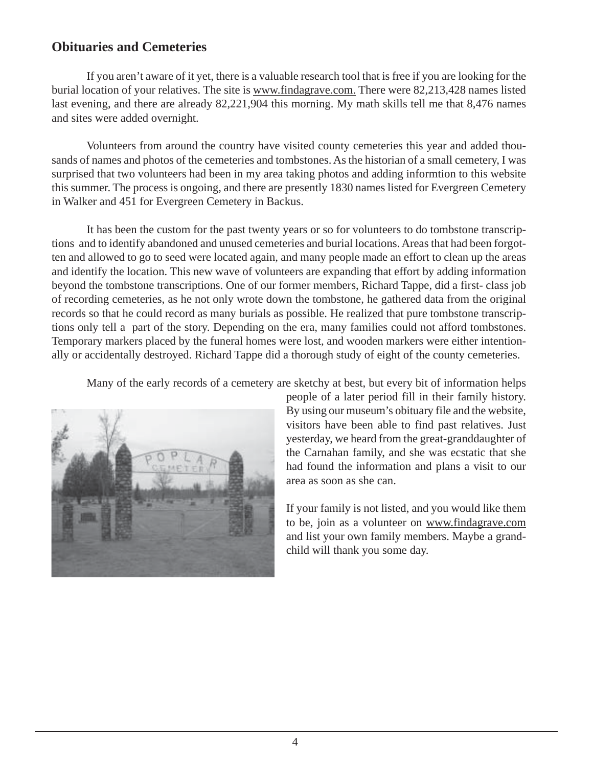## Obituaries and Cemeteries

If you aren't aware of it yet, there is a valuable research tool that is free if you are looking for the burial location of your relatives. The site is www.findagrave.com. There were 82,213,428 names listed last evening, and there are already 82,221,904 this morning. My math skills tell me that 8,476 names and sites were added overnight.

Volunteers from around the country have visited county cemeteries this year and added thousands of names and photos of the cemeteries and tombstones. As the historian of a small cemetery, I was surprised that two volunteers had been in my area taking photos and adding informtion to this website this summer. The process is ongoing, and there are presently 1830 names listed for Evergreen Cemetery in Walker and 451 for Evergreen Cemetery in Backus.

It has been the custom for the past twenty years or so for volunteers to do tombstone transcriptions and to identify abandoned and unused cemeteries and burial locations. Areas that had been forgotten and allowed to go to seed were located again, and many people made an effort to clean up the areas and identify the location. This new wave of volunteers are expanding that effort by adding information beyond the tombstone transcriptions. One of our former members, Richard Tappe, did a first- class job of recording cemeteries, as he not only wrote down the tombstone, he gathered data from the original records so that he could record as many burials as possible. He realized that pure tombstone transcriptions only tell a part of the story. Depending on the era, many families could not afford tombstones. Temporary markers placed by the funeral homes were lost, and wooden markers were either intentionally or accidentally destroyed. Richard Tappe did a thorough study of eight of the county cemeteries.

Many of the early records of a cemetery are sketchy at best, but every bit of information helps people of a later period fill in their family history. By using our museum's obituary file and the website, visitors have been able to find past relatives. Just yesterday, we heard from the great-granddaughter of the Carnahan family, and she was ecstatic that she had found the information and plans a visit to our area as soon as she can.

If your family is not listed, and you would like them to be, join as a volunteer on www.findagrave.com and list your own family members. Maybe a grandchild will thank you some day.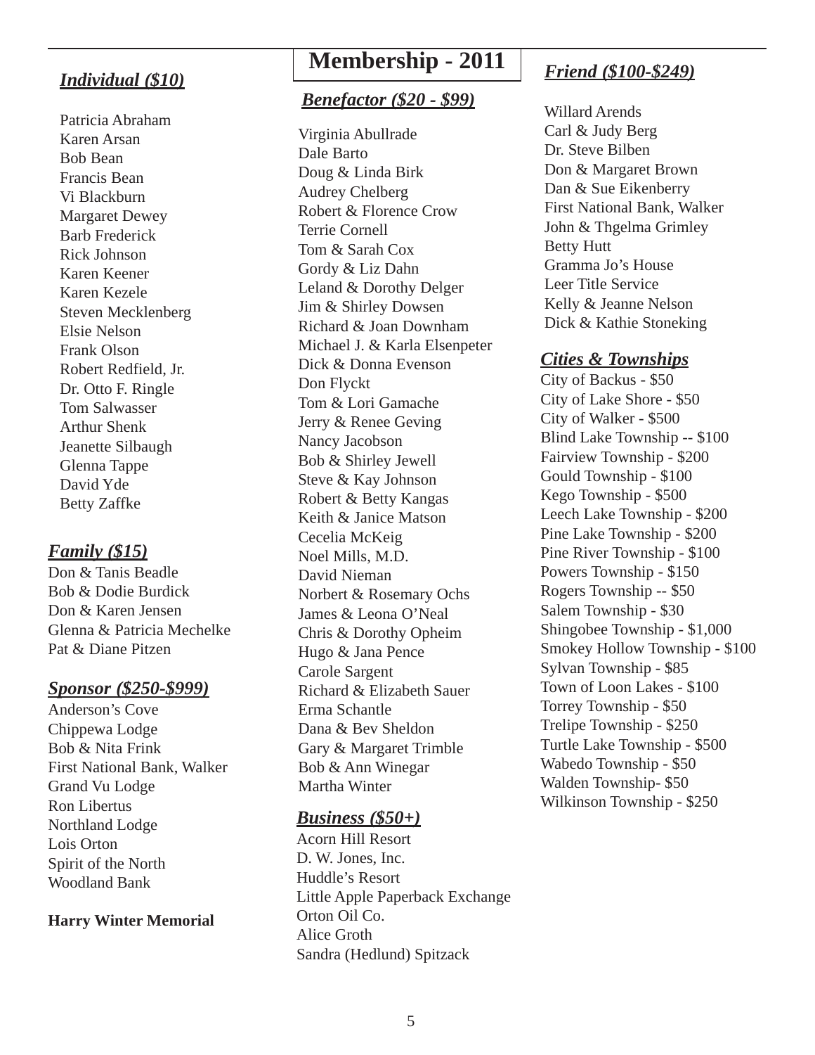# Membership - 2011

## *Individual ($10)*

Patricia Abraham
Karen Arsan
Bob Bean
Francis Bean
Vi Blackburn
Margaret Dewey
Barb Frederick
Rick Johnson
Karen Keener
Karen Kezele
Steven Mecklenberg
Elsie Nelson
Frank Olson
Robert Redfield, Jr.
Dr. Otto F. Ringle
Tom Salwasser
Arthur Shenk
Jeanette Silbaugh
Glenna Tappe
David Yde
Betty Zaffke

## *Family ($15)*

Don & Tanis Beadle
Bob & Dodie Burdick
Don & Karen Jensen
Glenna & Patricia Mechelke
Pat & Diane Pitzen

## *Sponsor ($250-$999)*

Anderson's Cove
Chippewa Lodge
Bob & Nita Frink
First National Bank, Walker
Grand Vu Lodge
Ron Libertus
Northland Lodge
Lois Orton
Spirit of the North
Woodland Bank

**Harry Winter Memorial**

## *Benefactor ($20 - $99)*

Virginia Abullrade
Dale Barto
Doug & Linda Birk
Audrey Chelberg
Robert & Florence Crow
Terrie Cornell
Tom & Sarah Cox
Gordy & Liz Dahn
Leland & Dorothy Delger
Jim & Shirley Dowsen
Richard & Joan Downham
Michael J. & Karla Elsenpeter
Dick & Donna Evenson
Don Flyckt
Tom & Lori Gamache
Jerry & Renee Geving
Nancy Jacobson
Bob & Shirley Jewell
Steve & Kay Johnson
Robert & Betty Kangas
Keith & Janice Matson
Cecelia McKeig
Noel Mills, M.D.
David Nieman
Norbert & Rosemary Ochs
James & Leona O'Neal
Chris & Dorothy Opheim
Hugo & Jana Pence
Carole Sargent
Richard & Elizabeth Sauer
Erma Schantle
Dana & Bev Sheldon
Gary & Margaret Trimble
Bob & Ann Winegar
Martha Winter

## *Business ($50+)*

Acorn Hill Resort
D. W. Jones, Inc.
Huddle's Resort
Little Apple Paperback Exchange
Orton Oil Co.
Alice Groth
Sandra (Hedlund) Spitzack

## *Friend ($100-$249)*

Willard Arends
Carl & Judy Berg
Dr. Steve Bilben
Don & Margaret Brown
Dan & Sue Eikenberry
First National Bank, Walker
John & Thgelma Grimley
Betty Hutt
Gramma Jo's House
Leer Title Service
Kelly & Jeanne Nelson
Dick & Kathie Stoneking

## *Cities & Townships*

City of Backus - $50
City of Lake Shore - $50
City of Walker - $500
Blind Lake Township -- $100
Fairview Township - $200
Gould Township - $100
Kego Township - $500
Leech Lake Township - $200
Pine Lake Township - $200
Pine River Township - $100
Powers Township - $150
Rogers Township -- $50
Salem Township - $30
Shingobee Township - $1,000
Smokey Hollow Township - $100
Sylvan Township - $85
Town of Loon Lakes - $100
Torrey Township - $50
Trelipe Township - $250
Turtle Lake Township - $500
Wabedo Township - $50
Walden Township- $50
Wilkinson Township - $250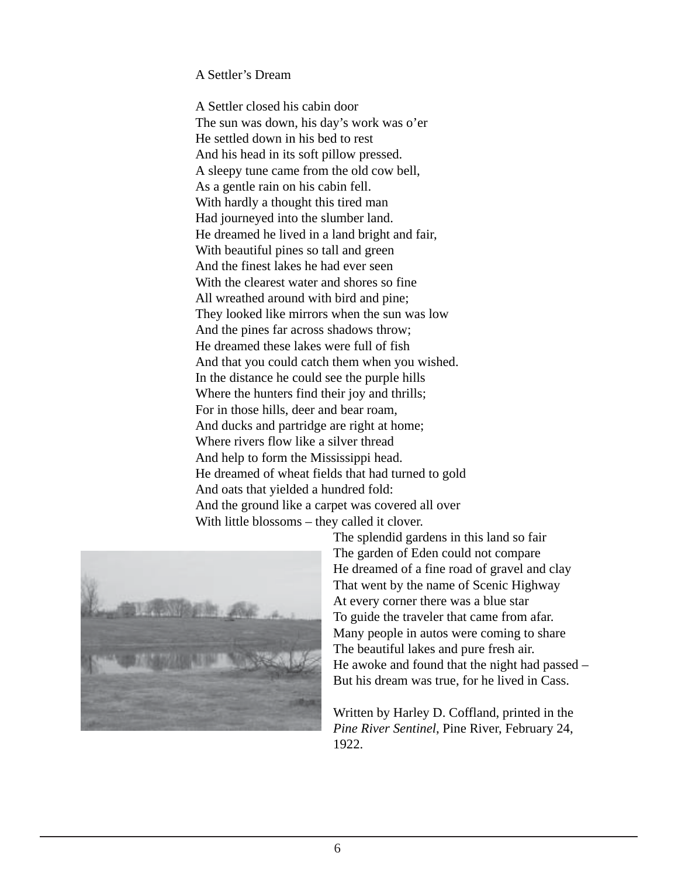A Settler's Dream

A Settler closed his cabin door  
The sun was down, his day's work was o'er  
He settled down in his bed to rest  
And his head in its soft pillow pressed.  
A sleepy tune came from the old cow bell,  
As a gentle rain on his cabin fell.  
With hardly a thought this tired man  
Had journeyed into the slumber land.  
He dreamed he lived in a land bright and fair,  
With beautiful pines so tall and green  
And the finest lakes he had ever seen  
With the clearest water and shores so fine  
All wreathed around with bird and pine;  
They looked like mirrors when the sun was low  
And the pines far across shadows throw;  
He dreamed these lakes were full of fish  
And that you could catch them when you wished.  
In the distance he could see the purple hills  
Where the hunters find their joy and thrills;  
For in those hills, deer and bear roam,  
And ducks and partridge are right at home;  
Where rivers flow like a silver thread  
And help to form the Mississippi head.  
He dreamed of wheat fields that had turned to gold  
And oats that yielded a hundred fold:  
And the ground like a carpet was covered all over  
With little blossoms – they called it clover.  
The splendid gardens in this land so fair  
The garden of Eden could not compare  
He dreamed of a fine road of gravel and clay  
That went by the name of Scenic Highway  
At every corner there was a blue star  
To guide the traveler that came from afar.  
Many people in autos were coming to share  
The beautiful lakes and pure fresh air.  
He awoke and found that the night had passed –  
But his dream was true, for he lived in Cass.

Written by Harley D. Coffland, printed in the *Pine River Sentinel*, Pine River, February 24, 1922.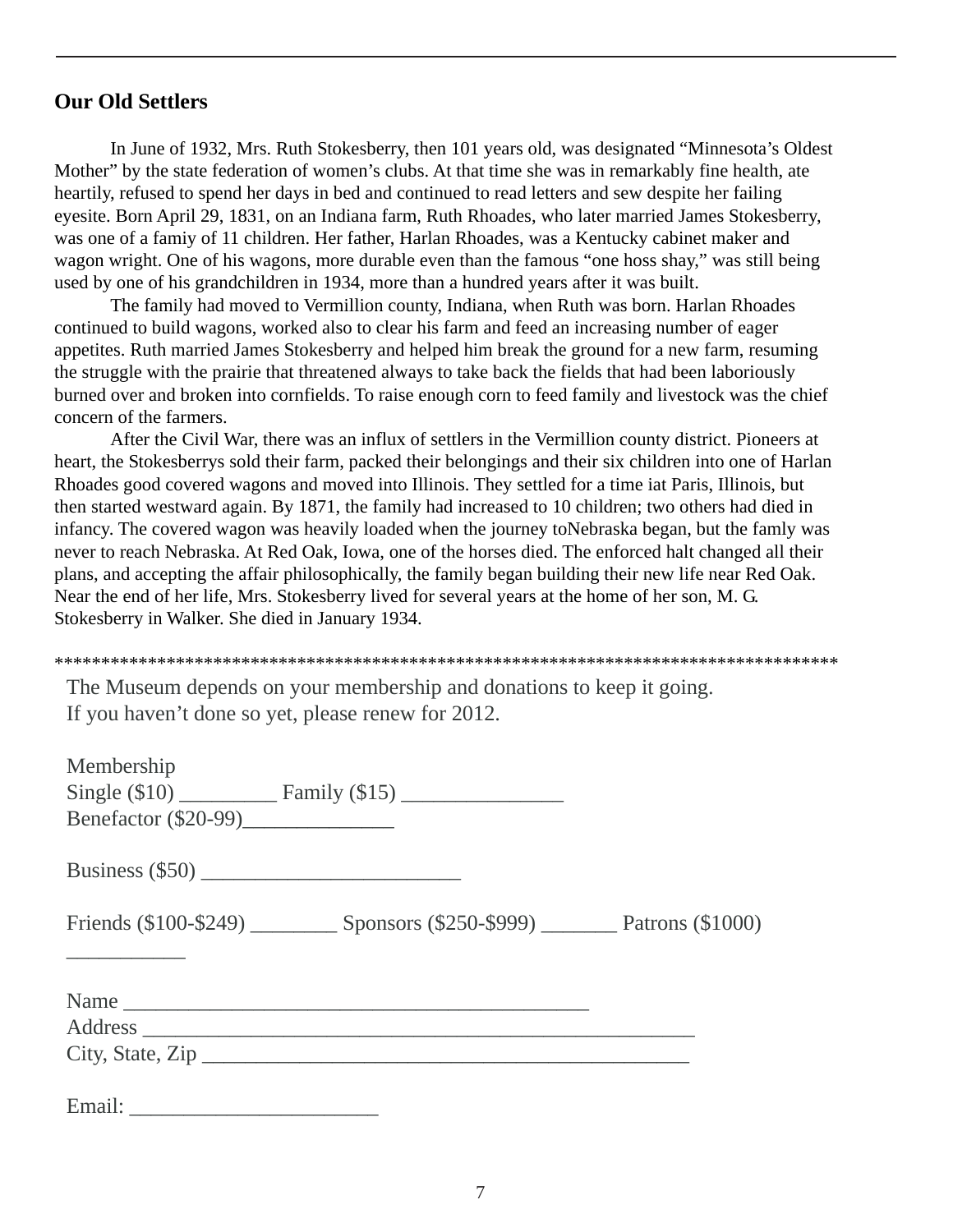## Our Old Settlers

In June of 1932, Mrs. Ruth Stokesberry, then 101 years old, was designated "Minnesota's Oldest Mother" by the state federation of women's clubs. At that time she was in remarkably fine health, ate heartily, refused to spend her days in bed and continued to read letters and sew despite her failing eyesite. Born April 29, 1831, on an Indiana farm, Ruth Rhoades, who later married James Stokesberry, was one of a famiy of 11 children. Her father, Harlan Rhoades, was a Kentucky cabinet maker and wagon wright. One of his wagons, more durable even than the famous "one hoss shay," was still being used by one of his grandchildren in 1934, more than a hundred years after it was built.

The family had moved to Vermillion county, Indiana, when Ruth was born. Harlan Rhoades continued to build wagons, worked also to clear his farm and feed an increasing number of eager appetites. Ruth married James Stokesberry and helped him break the ground for a new farm, resuming the struggle with the prairie that threatened always to take back the fields that had been laboriously burned over and broken into cornfields. To raise enough corn to feed family and livestock was the chief concern of the farmers.

After the Civil War, there was an influx of settlers in the Vermillion county district. Pioneers at heart, the Stokesberrys sold their farm, packed their belongings and their six children into one of Harlan Rhoades good covered wagons and moved into Illinois. They settled for a time iat Paris, Illinois, but then started westward again. By 1871, the family had increased to 10 children; two others had died in infancy. The covered wagon was heavily loaded when the journey toNebraska began, but the famly was never to reach Nebraska. At Red Oak, Iowa, one of the horses died. The enforced halt changed all their plans, and accepting the affair philosophically, the family began building their new life near Red Oak. Near the end of her life, Mrs. Stokesberry lived for several years at the home of her son, M. G. Stokesberry in Walker. She died in January 1934.

*************************************************************************************

The Museum depends on your membership and donations to keep it going.
If you haven't done so yet, please renew for 2012.

Membership
Single ($10) _________ Family ($15) _______________
Benefactor ($20-99)______________

Business ($50) ________________________

Friends ($100-$249) ________ Sponsors ($250-$999) _______ Patrons ($1000) ___________

Name ____________________________________________
Address ___________________________________________________
City, State, Zip ______________________________________________

Email: _______________________